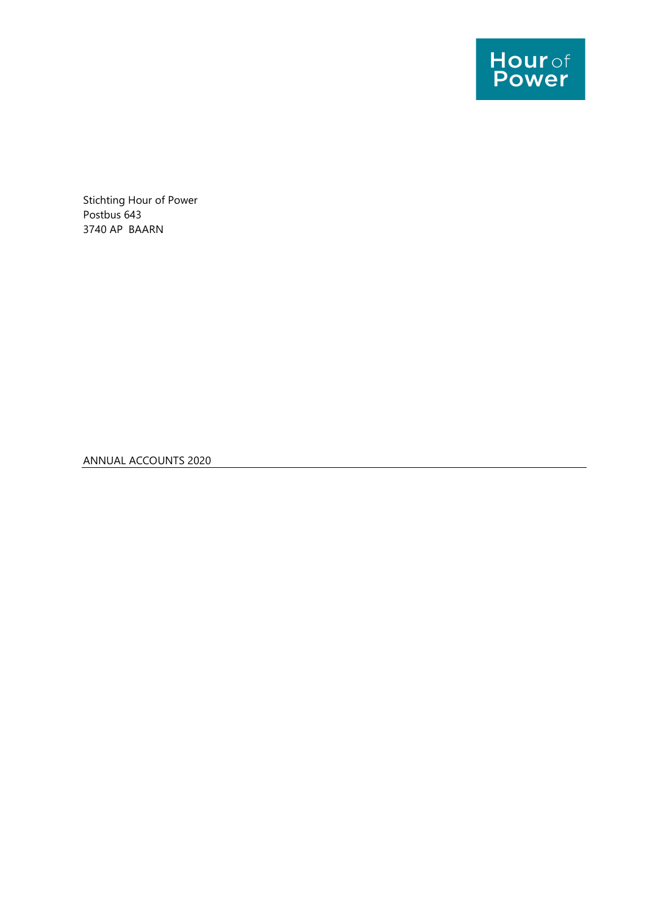Hour of Power

Stichting Hour of Power
Postbus 643
3740 AP  BAARN

ANNUAL ACCOUNTS 2020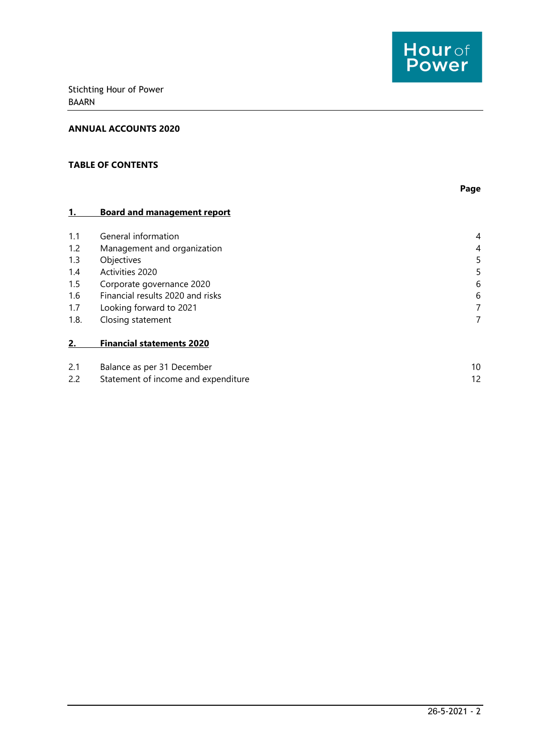Stichting Hour of Power
BAARN

**ANNUAL ACCOUNTS 2020**

**TABLE OF CONTENTS**

| | | Page |
|---|---|---|
| **1.** | **Board and management report** | |
| 1.1 | General information | 4 |
| 1.2 | Management and organization | 4 |
| 1.3 | Objectives | 5 |
| 1.4 | Activities 2020 | 5 |
| 1.5 | Corporate governance 2020 | 6 |
| 1.6 | Financial results 2020 and risks | 6 |
| 1.7 | Looking forward to 2021 | 7 |
| 1.8. | Closing statement | 7 |
| **2.** | **Financial statements 2020** | |
| 2.1 | Balance as per 31 December | 10 |
| 2.2 | Statement of income and expenditure | 12 |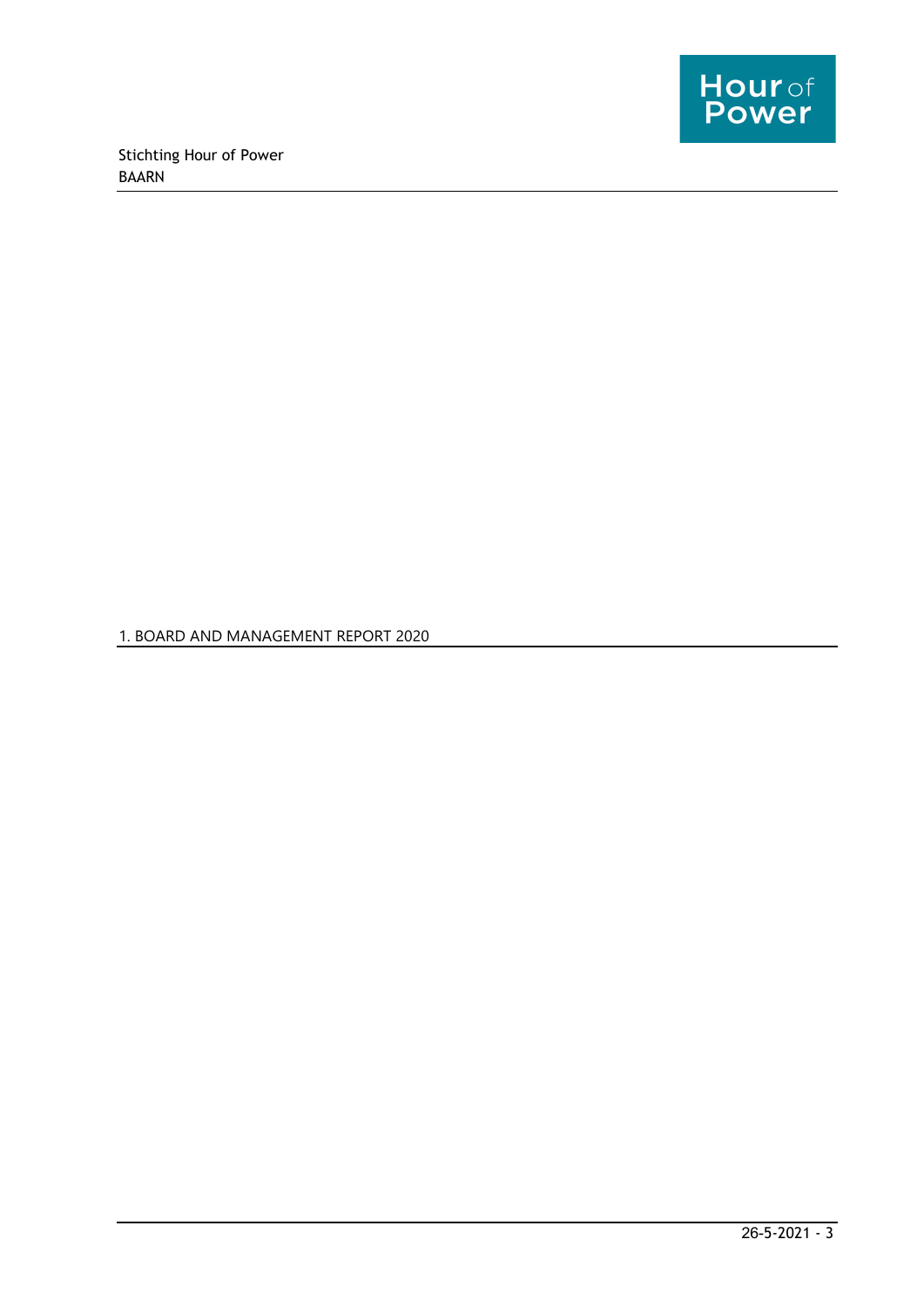# 1. BOARD AND MANAGEMENT REPORT 2020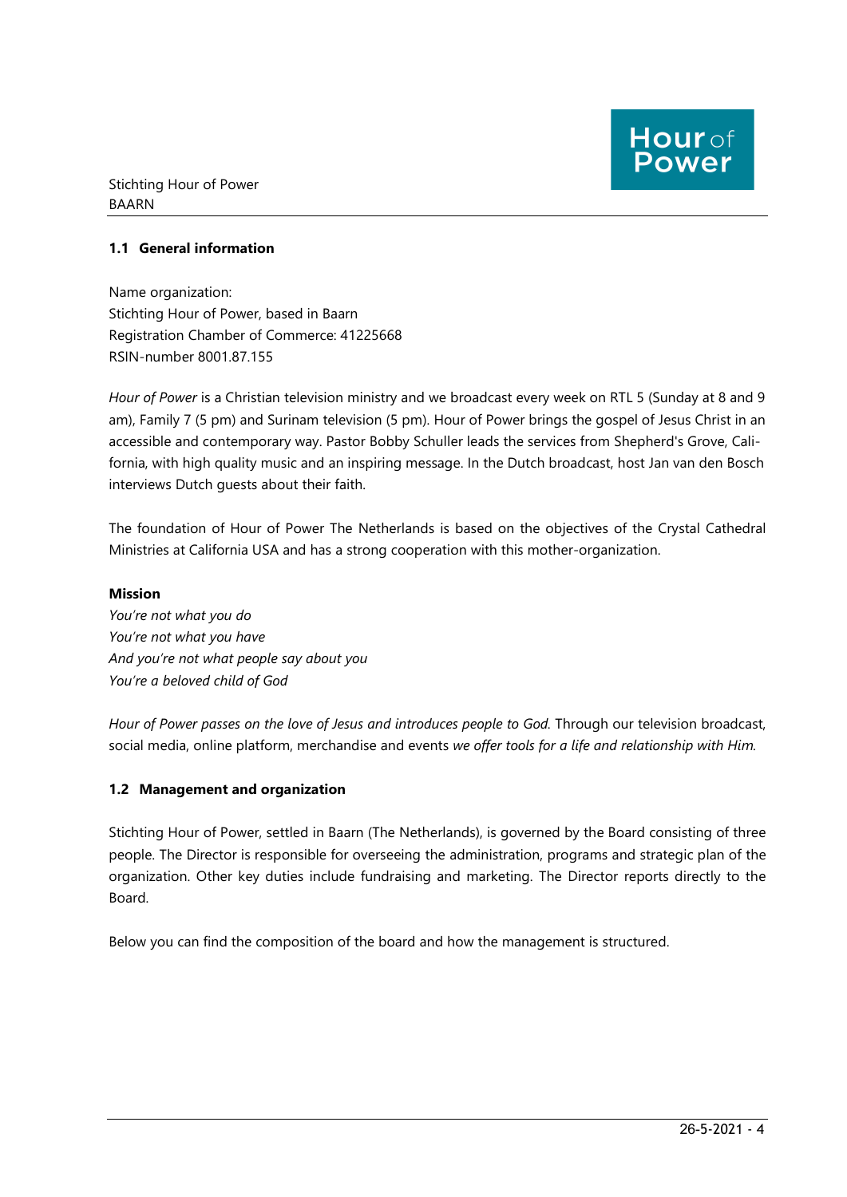## 1.1 General information

Name organization:
Stichting Hour of Power, based in Baarn
Registration Chamber of Commerce: 41225668
RSIN-number 8001.87.155

*Hour of Power* is a Christian television ministry and we broadcast every week on RTL 5 (Sunday at 8 and 9 am), Family 7 (5 pm) and Surinam television (5 pm). Hour of Power brings the gospel of Jesus Christ in an accessible and contemporary way. Pastor Bobby Schuller leads the services from Shepherd's Grove, California, with high quality music and an inspiring message. In the Dutch broadcast, host Jan van den Bosch interviews Dutch guests about their faith.

The foundation of Hour of Power The Netherlands is based on the objectives of the Crystal Cathedral Ministries at California USA and has a strong cooperation with this mother-organization.

**Mission**

*You're not what you do*
*You're not what you have*
*And you're not what people say about you*
*You're a beloved child of God*

*Hour of Power passes on the love of Jesus and introduces people to God.* Through our television broadcast, social media, online platform, merchandise and events *we offer tools for a life and relationship with Him.*

## 1.2 Management and organization

Stichting Hour of Power, settled in Baarn (The Netherlands), is governed by the Board consisting of three people. The Director is responsible for overseeing the administration, programs and strategic plan of the organization. Other key duties include fundraising and marketing. The Director reports directly to the Board.

Below you can find the composition of the board and how the management is structured.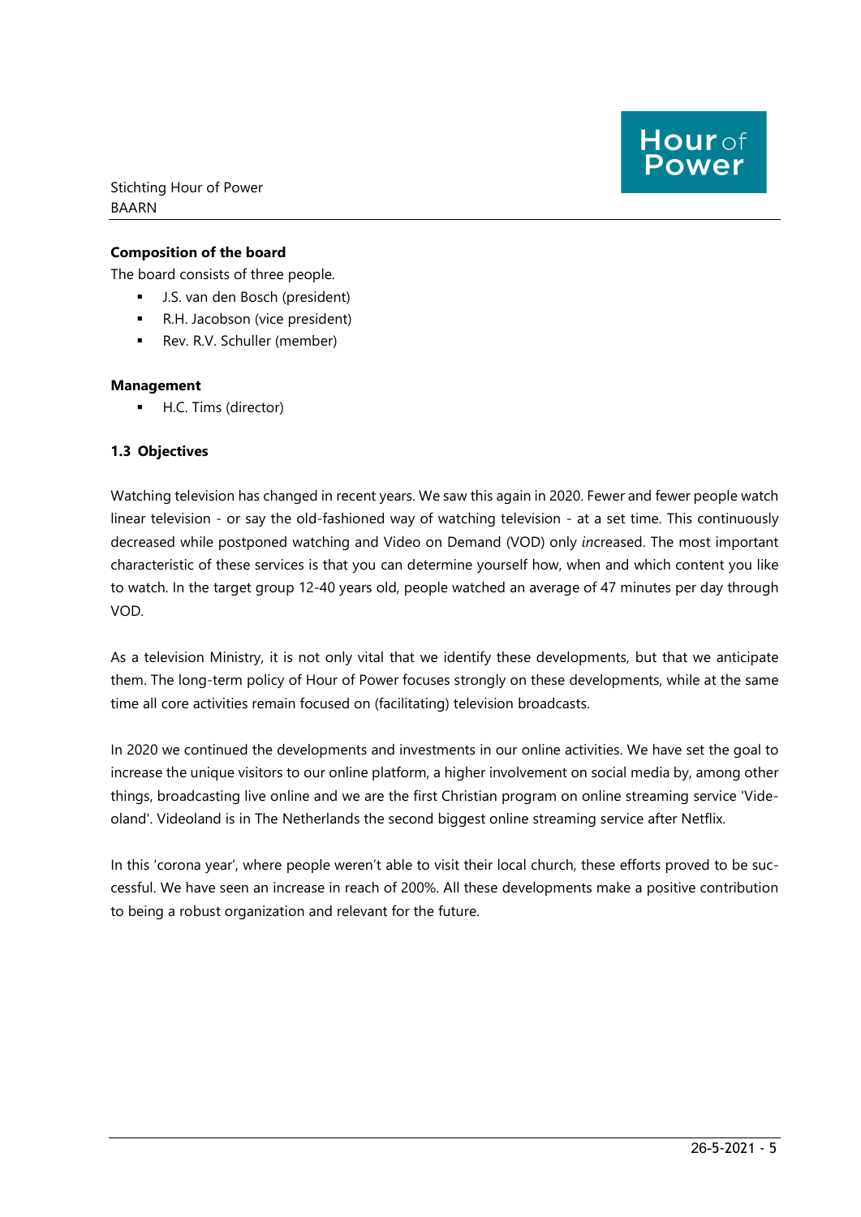**Composition of the board**

The board consists of three people.

- J.S. van den Bosch (president)
- R.H. Jacobson (vice president)
- Rev. R.V. Schuller (member)

**Management**

- H.C. Tims (director)

### 1.3 Objectives

Watching television has changed in recent years. We saw this again in 2020. Fewer and fewer people watch linear television - or say the old-fashioned way of watching television - at a set time. This continuously decreased while postponed watching and Video on Demand (VOD) only *in*creased. The most important characteristic of these services is that you can determine yourself how, when and which content you like to watch. In the target group 12-40 years old, people watched an average of 47 minutes per day through VOD.

As a television Ministry, it is not only vital that we identify these developments, but that we anticipate them. The long-term policy of Hour of Power focuses strongly on these developments, while at the same time all core activities remain focused on (facilitating) television broadcasts.

In 2020 we continued the developments and investments in our online activities. We have set the goal to increase the unique visitors to our online platform, a higher involvement on social media by, among other things, broadcasting live online and we are the first Christian program on online streaming service 'Videoland'. Videoland is in The Netherlands the second biggest online streaming service after Netflix.

In this 'corona year', where people weren't able to visit their local church, these efforts proved to be successful. We have seen an increase in reach of 200%. All these developments make a positive contribution to being a robust organization and relevant for the future.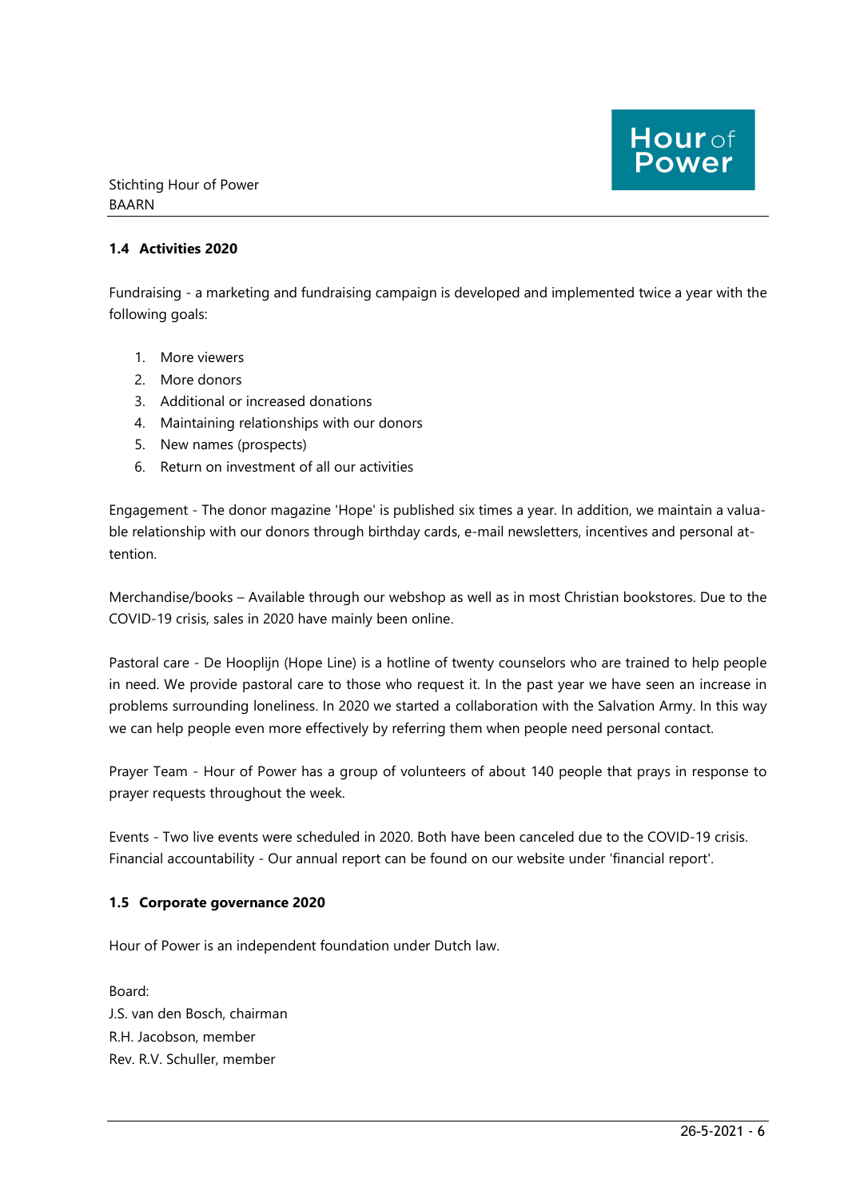### 1.4 Activities 2020

Fundraising - a marketing and fundraising campaign is developed and implemented twice a year with the following goals:

1. More viewers
2. More donors
3. Additional or increased donations
4. Maintaining relationships with our donors
5. New names (prospects)
6. Return on investment of all our activities

Engagement - The donor magazine 'Hope' is published six times a year. In addition, we maintain a valuable relationship with our donors through birthday cards, e-mail newsletters, incentives and personal attention.

Merchandise/books – Available through our webshop as well as in most Christian bookstores. Due to the COVID-19 crisis, sales in 2020 have mainly been online.

Pastoral care - De Hooplijn (Hope Line) is a hotline of twenty counselors who are trained to help people in need. We provide pastoral care to those who request it. In the past year we have seen an increase in problems surrounding loneliness. In 2020 we started a collaboration with the Salvation Army. In this way we can help people even more effectively by referring them when people need personal contact.

Prayer Team - Hour of Power has a group of volunteers of about 140 people that prays in response to prayer requests throughout the week.

Events - Two live events were scheduled in 2020. Both have been canceled due to the COVID-19 crisis.
Financial accountability - Our annual report can be found on our website under 'financial report'.

### 1.5 Corporate governance 2020

Hour of Power is an independent foundation under Dutch law.

Board:
J.S. van den Bosch, chairman
R.H. Jacobson, member
Rev. R.V. Schuller, member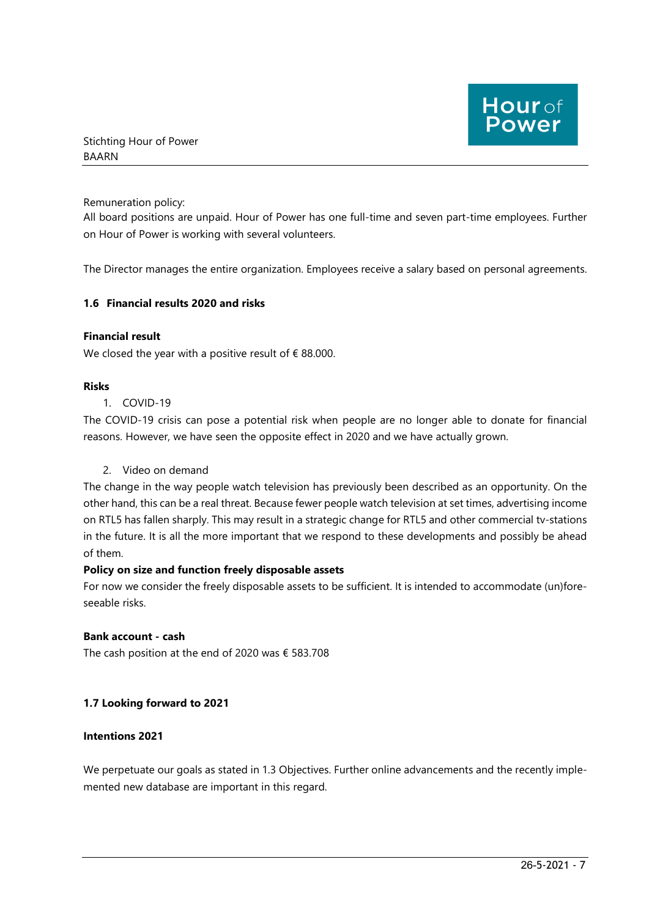Remuneration policy:
All board positions are unpaid. Hour of Power has one full-time and seven part-time employees. Further on Hour of Power is working with several volunteers.

The Director manages the entire organization. Employees receive a salary based on personal agreements.

### 1.6 Financial results 2020 and risks

**Financial result**

We closed the year with a positive result of € 88.000.

**Risks**

1. COVID-19

The COVID-19 crisis can pose a potential risk when people are no longer able to donate for financial reasons. However, we have seen the opposite effect in 2020 and we have actually grown.

2. Video on demand

The change in the way people watch television has previously been described as an opportunity. On the other hand, this can be a real threat. Because fewer people watch television at set times, advertising income on RTL5 has fallen sharply. This may result in a strategic change for RTL5 and other commercial tv-stations in the future. It is all the more important that we respond to these developments and possibly be ahead of them.

**Policy on size and function freely disposable assets**

For now we consider the freely disposable assets to be sufficient. It is intended to accommodate (un)foreseeable risks.

**Bank account - cash**

The cash position at the end of 2020 was € 583.708

### 1.7 Looking forward to 2021

**Intentions 2021**

We perpetuate our goals as stated in 1.3 Objectives. Further online advancements and the recently implemented new database are important in this regard.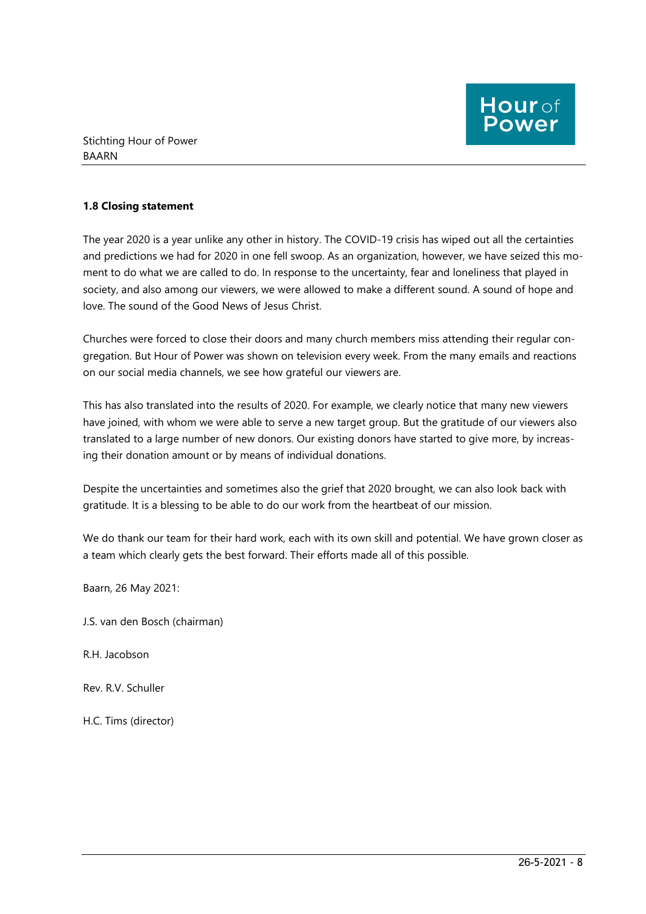### 1.8 Closing statement

The year 2020 is a year unlike any other in history. The COVID-19 crisis has wiped out all the certainties and predictions we had for 2020 in one fell swoop. As an organization, however, we have seized this moment to do what we are called to do. In response to the uncertainty, fear and loneliness that played in society, and also among our viewers, we were allowed to make a different sound. A sound of hope and love. The sound of the Good News of Jesus Christ.

Churches were forced to close their doors and many church members miss attending their regular congregation. But Hour of Power was shown on television every week. From the many emails and reactions on our social media channels, we see how grateful our viewers are.

This has also translated into the results of 2020. For example, we clearly notice that many new viewers have joined, with whom we were able to serve a new target group. But the gratitude of our viewers also translated to a large number of new donors. Our existing donors have started to give more, by increasing their donation amount or by means of individual donations.

Despite the uncertainties and sometimes also the grief that 2020 brought, we can also look back with gratitude. It is a blessing to be able to do our work from the heartbeat of our mission.

We do thank our team for their hard work, each with its own skill and potential. We have grown closer as a team which clearly gets the best forward. Their efforts made all of this possible.

Baarn, 26 May 2021:

J.S. van den Bosch (chairman)

R.H. Jacobson

Rev. R.V. Schuller

H.C. Tims (director)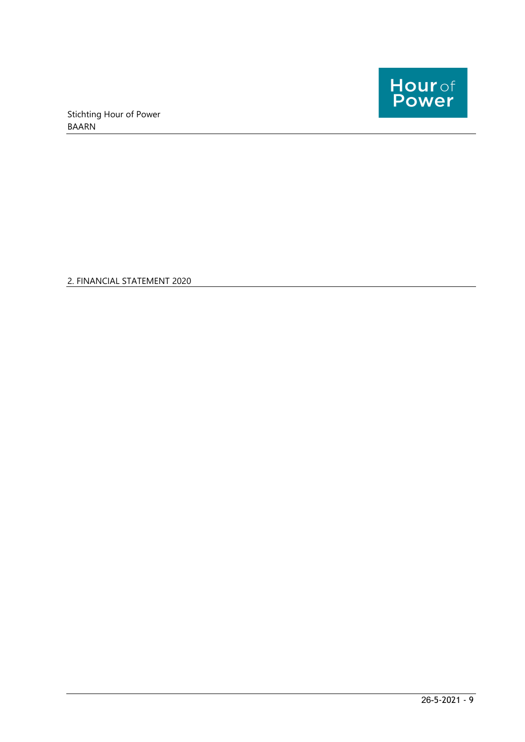## 2. FINANCIAL STATEMENT 2020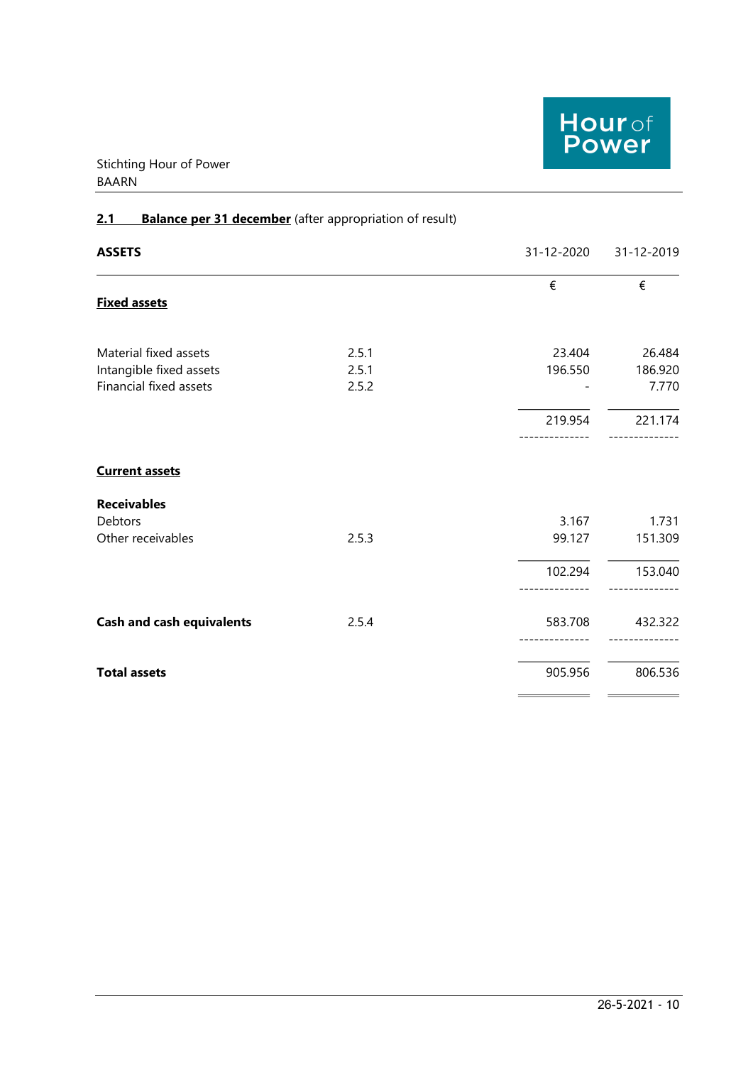Stichting Hour of Power
BAARN

## 2.1 **Balance per 31 december** (after appropriation of result)

| **ASSETS** | | 31-12-2020 | 31-12-2019 |
|---|---|---|---|
| | | € | € |
| **Fixed assets** | | | |
| Material fixed assets | 2.5.1 | 23.404 | 26.484 |
| Intangible fixed assets | 2.5.1 | 196.550 | 186.920 |
| Financial fixed assets | 2.5.2 | - | 7.770 |
| | | 219.954 | 221.174 |
| **Current assets** | | | |
| **Receivables** | | | |
| Debtors | | 3.167 | 1.731 |
| Other receivables | 2.5.3 | 99.127 | 151.309 |
| | | 102.294 | 153.040 |
| **Cash and cash equivalents** | 2.5.4 | 583.708 | 432.322 |
| **Total assets** | | 905.956 | 806.536 |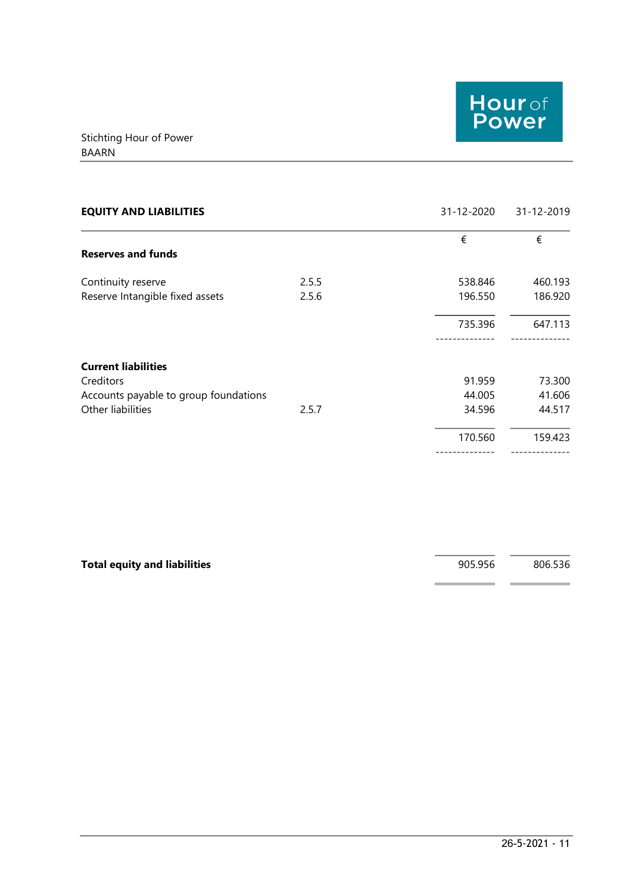Stichting Hour of Power
BAARN

| EQUITY AND LIABILITIES | | 31-12-2020 | 31-12-2019 |
|---|---|---|---|
| | | € | € |
| **Reserves and funds** | | | |
| Continuity reserve | 2.5.5 | 538.846 | 460.193 |
| Reserve Intangible fixed assets | 2.5.6 | 196.550 | 186.920 |
| | | 735.396 | 647.113 |
| **Current liabilities** | | | |
| Creditors | | 91.959 | 73.300 |
| Accounts payable to group foundations | | 44.005 | 41.606 |
| Other liabilities | 2.5.7 | 34.596 | 44.517 |
| | | 170.560 | 159.423 |
| **Total equity and liabilities** | | 905.956 | 806.536 |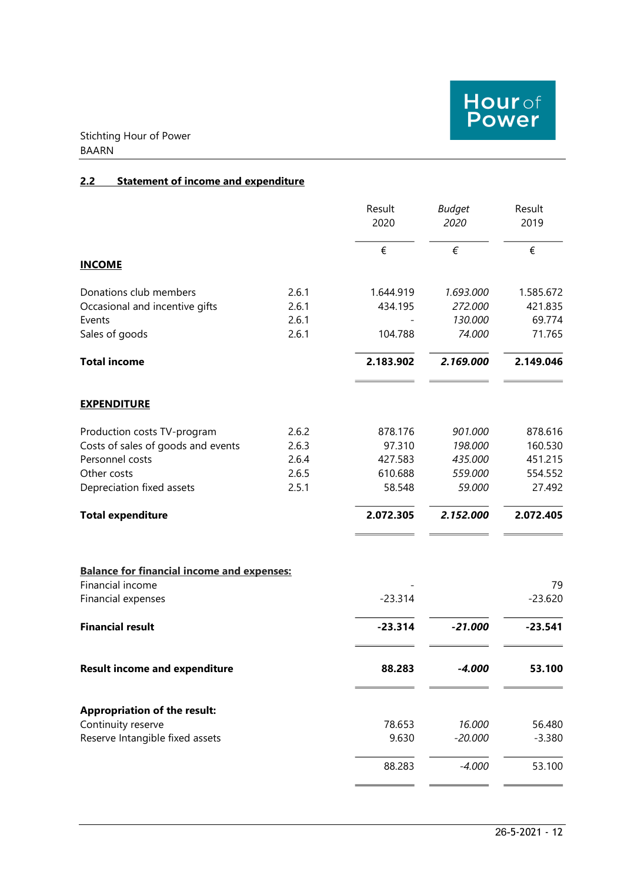Stichting Hour of Power
BAARN

## 2.2 Statement of income and expenditure

| | | Result 2020 | *Budget 2020* | Result 2019 |
|---|---|---|---|---|
| | | € | *€* | € |
| **INCOME** | | | | |
| Donations club members | 2.6.1 | 1.644.919 | *1.693.000* | 1.585.672 |
| Occasional and incentive gifts | 2.6.1 | 434.195 | *272.000* | 421.835 |
| Events | 2.6.1 | - | *130.000* | 69.774 |
| Sales of goods | 2.6.1 | 104.788 | *74.000* | 71.765 |
| **Total income** | | **2.183.902** | ***2.169.000*** | **2.149.046** |
| **EXPENDITURE** | | | | |
| Production costs TV-program | 2.6.2 | 878.176 | *901.000* | 878.616 |
| Costs of sales of goods and events | 2.6.3 | 97.310 | *198.000* | 160.530 |
| Personnel costs | 2.6.4 | 427.583 | *435.000* | 451.215 |
| Other costs | 2.6.5 | 610.688 | *559.000* | 554.552 |
| Depreciation fixed assets | 2.5.1 | 58.548 | *59.000* | 27.492 |
| **Total expenditure** | | **2.072.305** | ***2.152.000*** | **2.072.405** |
| **Balance for financial income and expenses:** | | | | |
| Financial income | | - | | 79 |
| Financial expenses | | -23.314 | | -23.620 |
| **Financial result** | | **-23.314** | ***-21.000*** | **-23.541** |
| **Result income and expenditure** | | **88.283** | ***-4.000*** | **53.100** |
| **Appropriation of the result:** | | | | |
| Continuity reserve | | 78.653 | *16.000* | 56.480 |
| Reserve Intangible fixed assets | | 9.630 | *-20.000* | -3.380 |
| | | 88.283 | *-4.000* | 53.100 |